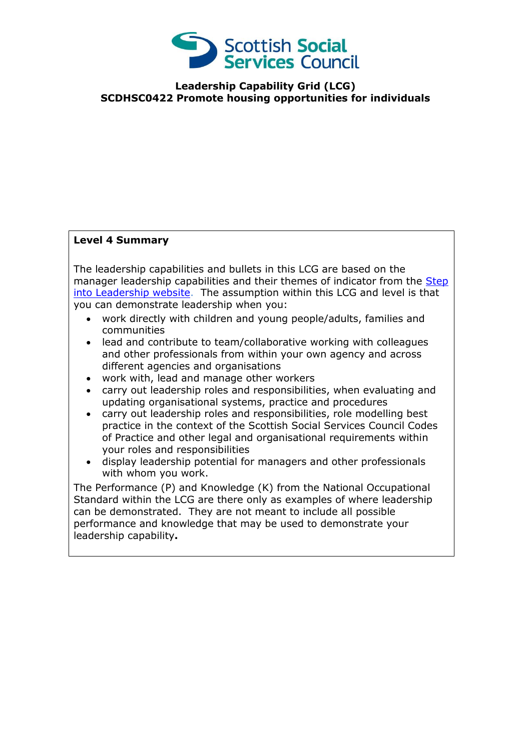Scottish Social Services Council

# Leadership Capability Grid (LCG)
# SCDHSC0422 Promote housing opportunities for individuals

**Level 4 Summary**

The leadership capabilities and bullets in this LCG are based on the manager leadership capabilities and their themes of indicator from the [Step into Leadership website](). The assumption within this LCG and level is that you can demonstrate leadership when you:

- work directly with children and young people/adults, families and communities
- lead and contribute to team/collaborative working with colleagues and other professionals from within your own agency and across different agencies and organisations
- work with, lead and manage other workers
- carry out leadership roles and responsibilities, when evaluating and updating organisational systems, practice and procedures
- carry out leadership roles and responsibilities, role modelling best practice in the context of the Scottish Social Services Council Codes of Practice and other legal and organisational requirements within your roles and responsibilities
- display leadership potential for managers and other professionals with whom you work.

The Performance (P) and Knowledge (K) from the National Occupational Standard within the LCG are there only as examples of where leadership can be demonstrated. They are not meant to include all possible performance and knowledge that may be used to demonstrate your leadership capability**.**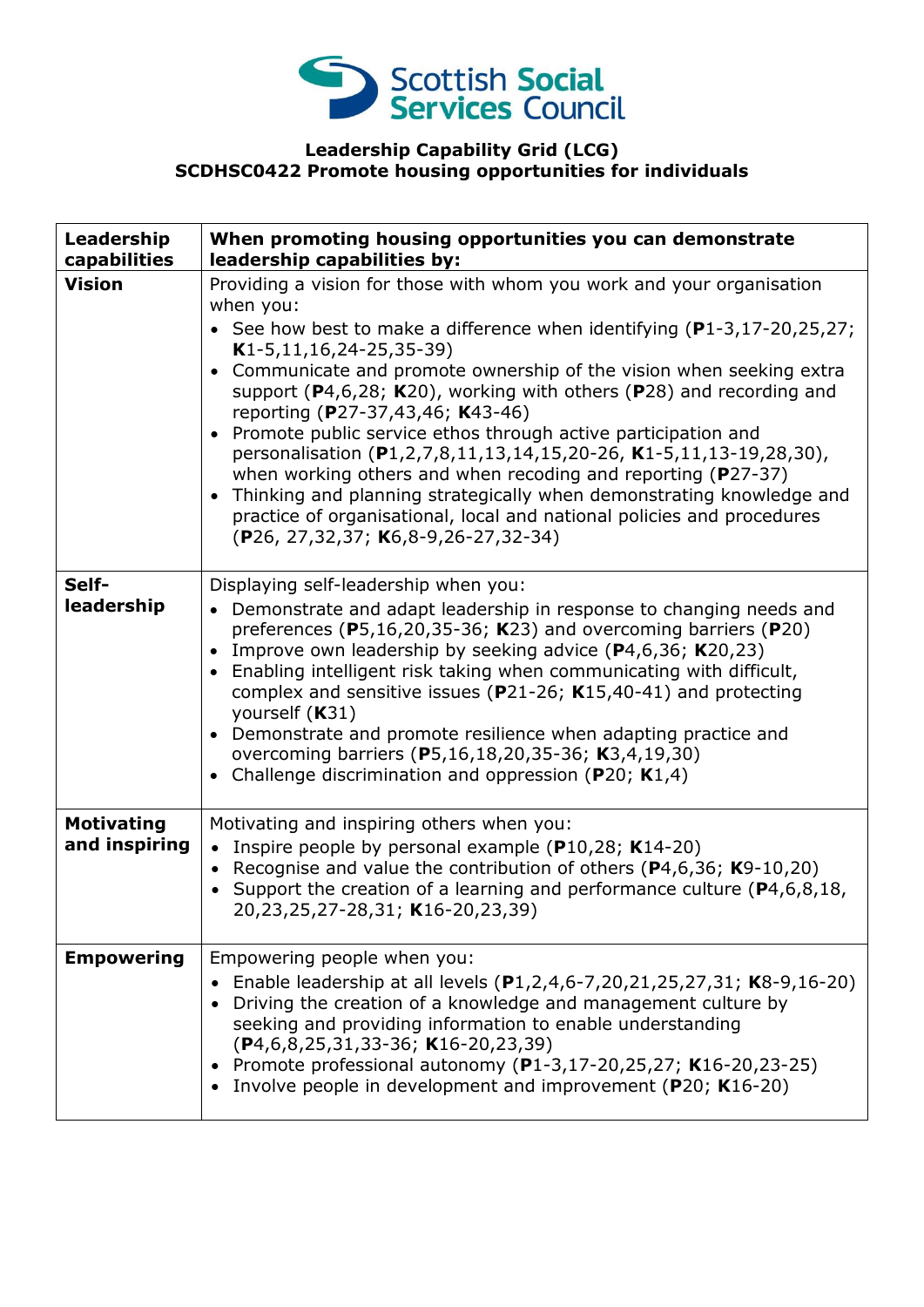**Leadership Capability Grid (LCG)**
**SCDHSC0422 Promote housing opportunities for individuals**

| **Leadership capabilities** | **When promoting housing opportunities you can demonstrate leadership capabilities by:** |
|---|---|
| **Vision** | Providing a vision for those with whom you work and your organisation when you:<br>• See how best to make a difference when identifying (**P**1-3,17-20,25,27; **K**1-5,11,16,24-25,35-39)<br>• Communicate and promote ownership of the vision when seeking extra support (**P**4,6,28; **K**20), working with others (**P**28) and recording and reporting (**P**27-37,43,46; **K**43-46)<br>• Promote public service ethos through active participation and personalisation (**P**1,2,7,8,11,13,14,15,20-26, **K**1-5,11,13-19,28,30), when working others and when recoding and reporting (**P**27-37)<br>• Thinking and planning strategically when demonstrating knowledge and practice of organisational, local and national policies and procedures (**P**26, 27,32,37; **K**6,8-9,26-27,32-34) |
| **Self-leadership** | Displaying self-leadership when you:<br>• Demonstrate and adapt leadership in response to changing needs and preferences (**P**5,16,20,35-36; **K**23) and overcoming barriers (**P**20)<br>• Improve own leadership by seeking advice (**P**4,6,36; **K**20,23)<br>• Enabling intelligent risk taking when communicating with difficult, complex and sensitive issues (**P**21-26; **K**15,40-41) and protecting yourself (**K**31)<br>• Demonstrate and promote resilience when adapting practice and overcoming barriers (**P**5,16,18,20,35-36; **K**3,4,19,30)<br>• Challenge discrimination and oppression (**P**20; **K**1,4) |
| **Motivating and inspiring** | Motivating and inspiring others when you:<br>• Inspire people by personal example (**P**10,28; **K**14-20)<br>• Recognise and value the contribution of others (**P**4,6,36; **K**9-10,20)<br>• Support the creation of a learning and performance culture (**P**4,6,8,18, 20,23,25,27-28,31; **K**16-20,23,39) |
| **Empowering** | Empowering people when you:<br>• Enable leadership at all levels (**P**1,2,4,6-7,20,21,25,27,31; **K**8-9,16-20)<br>• Driving the creation of a knowledge and management culture by seeking and providing information to enable understanding (**P**4,6,8,25,31,33-36; **K**16-20,23,39)<br>• Promote professional autonomy (**P**1-3,17-20,25,27; **K**16-20,23-25)<br>• Involve people in development and improvement (**P**20; **K**16-20) |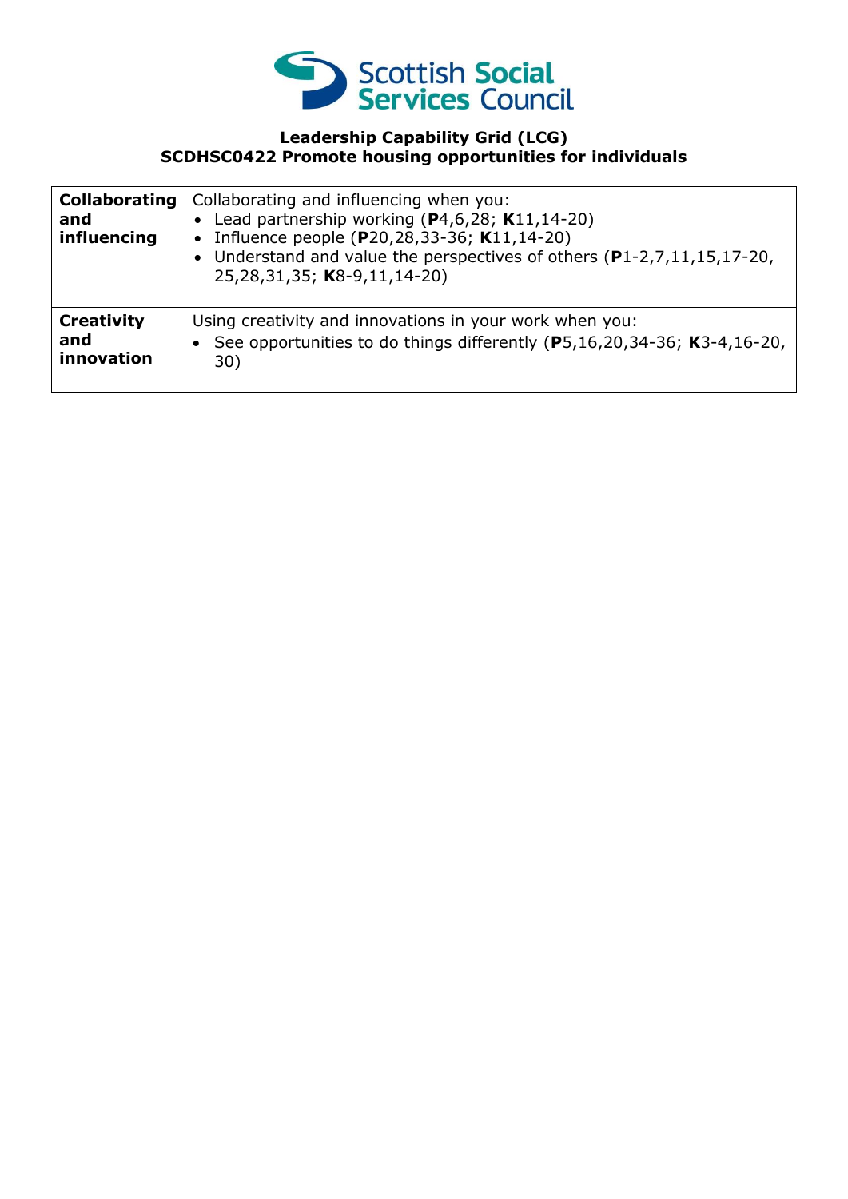**Leadership Capability Grid (LCG)**
**SCDHSC0422 Promote housing opportunities for individuals**

| | |
|---|---|
| **Collaborating and influencing** | Collaborating and influencing when you:<br>• Lead partnership working (**P**4,6,28; **K**11,14-20)<br>• Influence people (**P**20,28,33-36; **K**11,14-20)<br>• Understand and value the perspectives of others (**P**1-2,7,11,15,17-20, 25,28,31,35; **K**8-9,11,14-20) |
| **Creativity and innovation** | Using creativity and innovations in your work when you:<br>• See opportunities to do things differently (**P**5,16,20,34-36; **K**3-4,16-20, 30) |